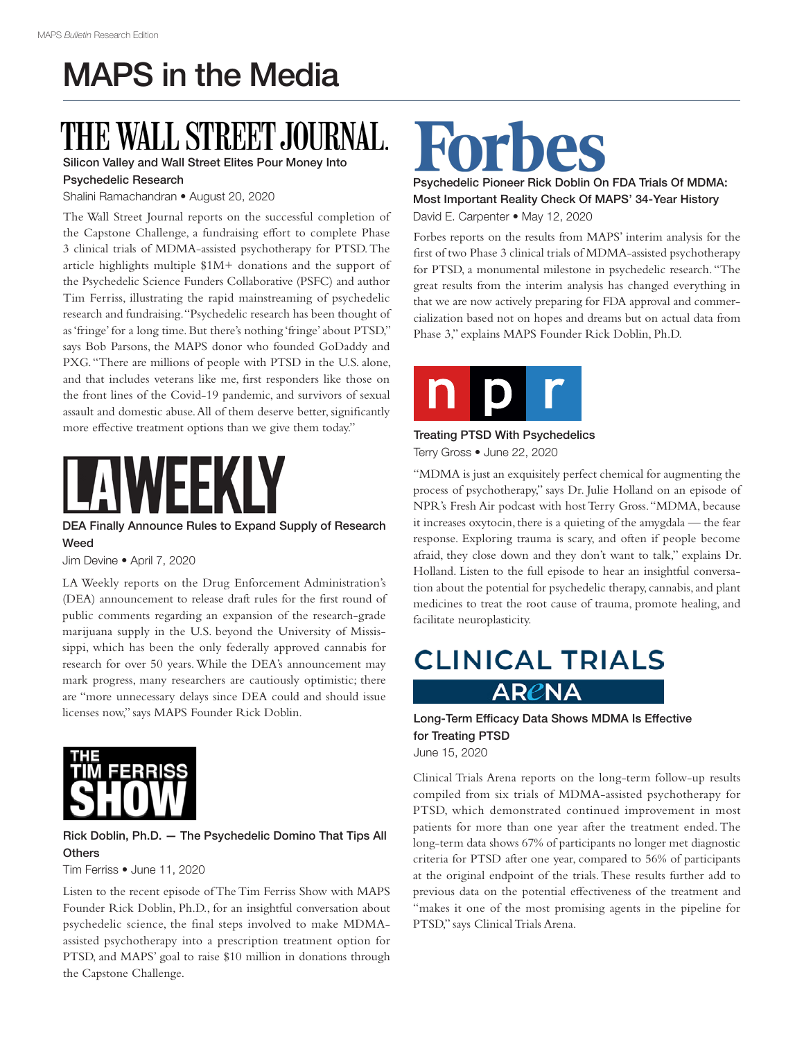# MAPS in the Media

## THE WALL STREET JOURNAL.

**Silicon Valley and Wall Street Elites Pour Money Into Psychedelic Research**

Shalini Ramachandran • August 20, 2020

The Wall Street Journal reports on the successful completion of the Capstone Challenge, a fundraising effort to complete Phase 3 clinical trials of MDMA-assisted psychotherapy for PTSD. The article highlights multiple $1M+ donations and the support of the Psychedelic Science Funders Collaborative (PSFC) and author Tim Ferriss, illustrating the rapid mainstreaming of psychedelic research and fundraising. "Psychedelic research has been thought of as 'fringe' for a long time. But there's nothing 'fringe' about PTSD," says Bob Parsons, the MAPS donor who founded GoDaddy and PXG. "There are millions of people with PTSD in the U.S. alone, and that includes veterans like me, first responders like those on the front lines of the Covid-19 pandemic, and survivors of sexual assault and domestic abuse. All of them deserve better, significantly more effective treatment options than we give them today."

## LA WEEKLY

**DEA Finally Announce Rules to Expand Supply of Research Weed**

Jim Devine • April 7, 2020

LA Weekly reports on the Drug Enforcement Administration's (DEA) announcement to release draft rules for the first round of public comments regarding an expansion of the research-grade marijuana supply in the U.S. beyond the University of Mississippi, which has been the only federally approved cannabis for research for over 50 years. While the DEA's announcement may mark progress, many researchers are cautiously optimistic; there are "more unnecessary delays since DEA could and should issue licenses now," says MAPS Founder Rick Doblin.

## THE TIM FERRISS SHOW

**Rick Doblin, Ph.D. — The Psychedelic Domino That Tips All Others**

Tim Ferriss • June 11, 2020

Listen to the recent episode of The Tim Ferriss Show with MAPS Founder Rick Doblin, Ph.D., for an insightful conversation about psychedelic science, the final steps involved to make MDMA-assisted psychotherapy into a prescription treatment option for PTSD, and MAPS' goal to raise $10 million in donations through the Capstone Challenge.

## Forbes

**Psychedelic Pioneer Rick Doblin On FDA Trials Of MDMA: Most Important Reality Check Of MAPS' 34-Year History**

David E. Carpenter • May 12, 2020

Forbes reports on the results from MAPS' interim analysis for the first of two Phase 3 clinical trials of MDMA-assisted psychotherapy for PTSD, a monumental milestone in psychedelic research. "The great results from the interim analysis has changed everything in that we are now actively preparing for FDA approval and commercialization based not on hopes and dreams but on actual data from Phase 3," explains MAPS Founder Rick Doblin, Ph.D.

## npr

**Treating PTSD With Psychedelics**

Terry Gross • June 22, 2020

"MDMA is just an exquisitely perfect chemical for augmenting the process of psychotherapy," says Dr. Julie Holland on an episode of NPR's Fresh Air podcast with host Terry Gross. "MDMA, because it increases oxytocin, there is a quieting of the amygdala — the fear response. Exploring trauma is scary, and often if people become afraid, they close down and they don't want to talk," explains Dr. Holland. Listen to the full episode to hear an insightful conversation about the potential for psychedelic therapy, cannabis, and plant medicines to treat the root cause of trauma, promote healing, and facilitate neuroplasticity.

## CLINICAL TRIALS ARENA

**Long-Term Efficacy Data Shows MDMA Is Effective for Treating PTSD**

June 15, 2020

Clinical Trials Arena reports on the long-term follow-up results compiled from six trials of MDMA-assisted psychotherapy for PTSD, which demonstrated continued improvement in most patients for more than one year after the treatment ended. The long-term data shows 67% of participants no longer met diagnostic criteria for PTSD after one year, compared to 56% of participants at the original endpoint of the trials. These results further add to previous data on the potential effectiveness of the treatment and "makes it one of the most promising agents in the pipeline for PTSD," says Clinical Trials Arena.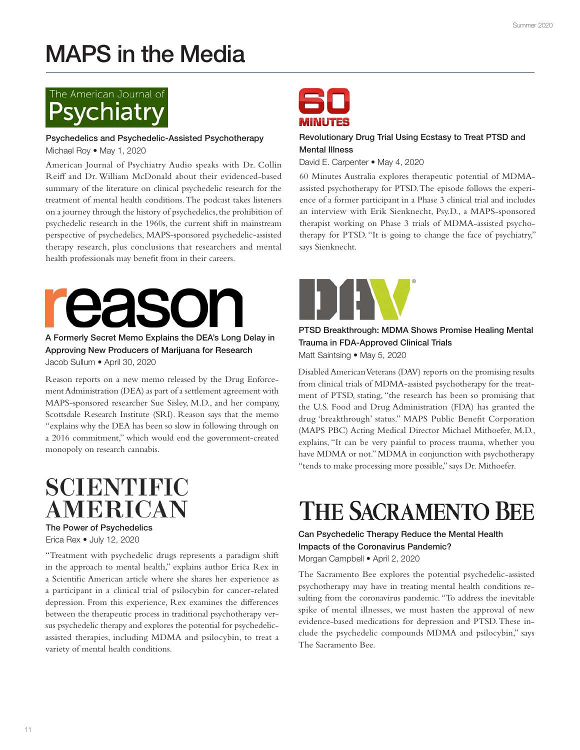# MAPS in the Media

### The American Journal of Psychiatry

**Psychedelics and Psychedelic-Assisted Psychotherapy**

Michael Roy • May 1, 2020

American Journal of Psychiatry Audio speaks with Dr. Collin Reiff and Dr. William McDonald about their evidenced-based summary of the literature on clinical psychedelic research for the treatment of mental health conditions. The podcast takes listeners on a journey through the history of psychedelics, the prohibition of psychedelic research in the 1960s, the current shift in mainstream perspective of psychedelics, MAPS-sponsored psychedelic-assisted therapy research, plus conclusions that researchers and mental health professionals may benefit from in their careers.

### reason

**A Formerly Secret Memo Explains the DEA's Long Delay in Approving New Producers of Marijuana for Research**

Jacob Sullum • April 30, 2020

Reason reports on a new memo released by the Drug Enforcement Administration (DEA) as part of a settlement agreement with MAPS-sponsored researcher Sue Sisley, M.D., and her company, Scottsdale Research Institute (SRI). Reason says that the memo "explains why the DEA has been so slow in following through on a 2016 commitment," which would end the government-created monopoly on research cannabis.

### Scientific American

**The Power of Psychedelics**

Erica Rex • July 12, 2020

"Treatment with psychedelic drugs represents a paradigm shift in the approach to mental health," explains author Erica Rex in a Scientific American article where she shares her experience as a participant in a clinical trial of psilocybin for cancer-related depression. From this experience, Rex examines the differences between the therapeutic process in traditional psychotherapy versus psychedelic therapy and explores the potential for psychedelic-assisted therapies, including MDMA and psilocybin, to treat a variety of mental health conditions.

### 60 Minutes

**Revolutionary Drug Trial Using Ecstasy to Treat PTSD and Mental Illness**

David E. Carpenter • May 4, 2020

60 Minutes Australia explores therapeutic potential of MDMA-assisted psychotherapy for PTSD. The episode follows the experience of a former participant in a Phase 3 clinical trial and includes an interview with Erik Sienknecht, Psy.D., a MAPS-sponsored therapist working on Phase 3 trials of MDMA-assisted psychotherapy for PTSD. "It is going to change the face of psychiatry," says Sienknecht.

### DAV

**PTSD Breakthrough: MDMA Shows Promise Healing Mental Trauma in FDA-Approved Clinical Trials**

Matt Saintsing • May 5, 2020

Disabled American Veterans (DAV) reports on the promising results from clinical trials of MDMA-assisted psychotherapy for the treatment of PTSD, stating, "the research has been so promising that the U.S. Food and Drug Administration (FDA) has granted the drug 'breakthrough' status." MAPS Public Benefit Corporation (MAPS PBC) Acting Medical Director Michael Mithoefer, M.D., explains, "It can be very painful to process trauma, whether you have MDMA or not." MDMA in conjunction with psychotherapy "tends to make processing more possible," says Dr. Mithoefer.

### The Sacramento Bee

**Can Psychedelic Therapy Reduce the Mental Health Impacts of the Coronavirus Pandemic?**

Morgan Campbell • April 2, 2020

The Sacramento Bee explores the potential psychedelic-assisted psychotherapy may have in treating mental health conditions resulting from the coronavirus pandemic. "To address the inevitable spike of mental illnesses, we must hasten the approval of new evidence-based medications for depression and PTSD. These include the psychedelic compounds MDMA and psilocybin," says The Sacramento Bee.